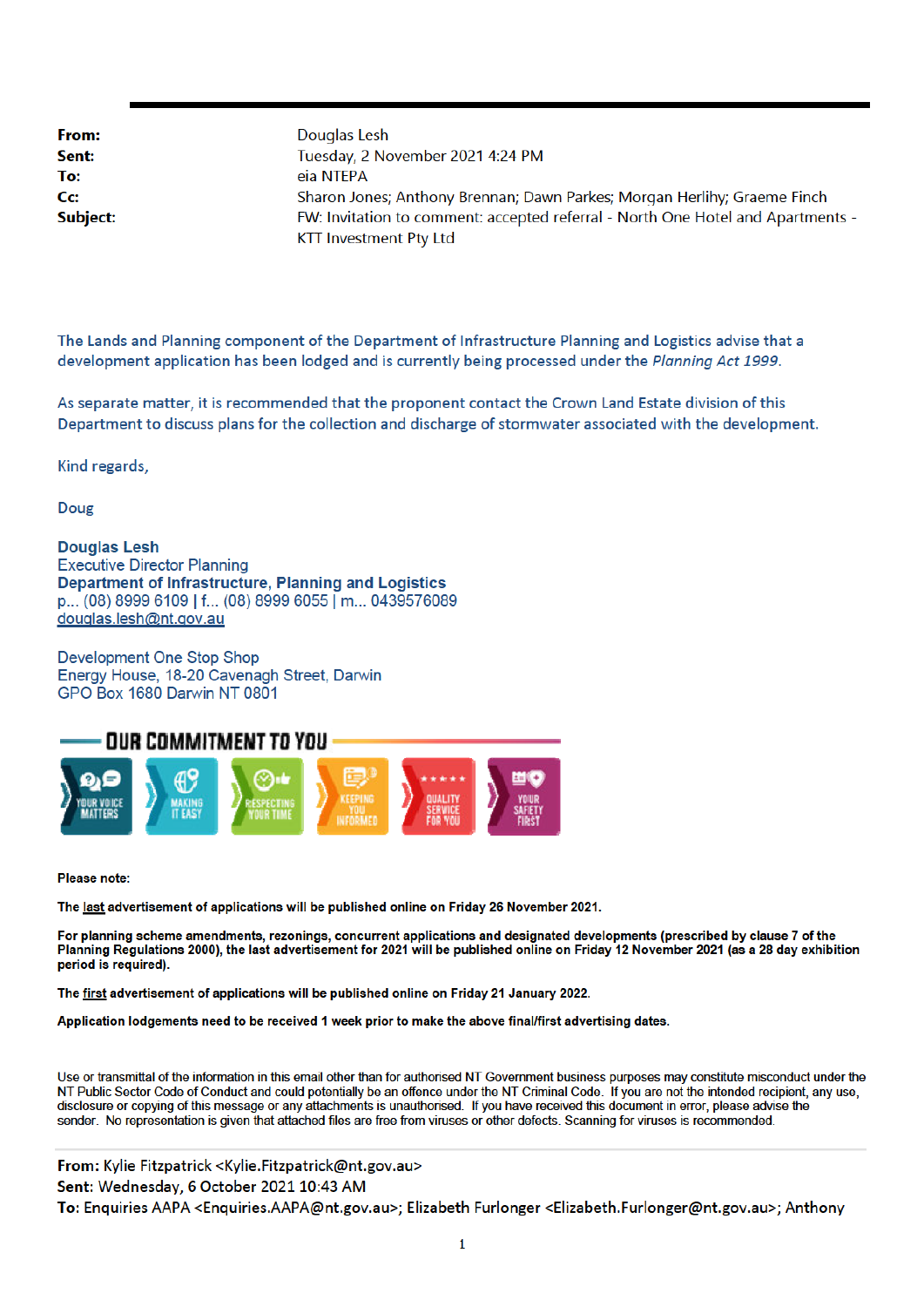| | |
|---|---|
| **From:** | Douglas Lesh |
| **Sent:** | Tuesday, 2 November 2021 4:24 PM |
| **To:** | eia NTEPA |
| **Cc:** | Sharon Jones; Anthony Brennan; Dawn Parkes; Morgan Herlihy; Graeme Finch |
| **Subject:** | FW: Invitation to comment: accepted referral - North One Hotel and Apartments - KTT Investment Pty Ltd |

The Lands and Planning component of the Department of Infrastructure Planning and Logistics advise that a development application has been lodged and is currently being processed under the *Planning Act 1999*.

As separate matter, it is recommended that the proponent contact the Crown Land Estate division of this Department to discuss plans for the collection and discharge of stormwater associated with the development.

Kind regards,

Doug

**Douglas Lesh**
Executive Director Planning
**Department of Infrastructure, Planning and Logistics**
p... (08) 8999 6109 | f... (08) 8999 6055 | m... 0439576089
douglas.lesh@nt.gov.au

Development One Stop Shop
Energy House, 18-20 Cavenagh Street, Darwin
GPO Box 1680 Darwin NT 0801

**OUR COMMITMENT TO YOU**

YOUR VOICE MATTERS | MAKING IT EASY | RESPECTING YOUR TIME | KEEPING YOU INFORMED | QUALITY SERVICE FOR YOU | YOUR SAFETY FIRST

**Please note:**

**The last advertisement of applications will be published online on Friday 26 November 2021.**

**For planning scheme amendments, rezonings, concurrent applications and designated developments (prescribed by clause 7 of the Planning Regulations 2000), the last advertisement for 2021 will be published online on Friday 12 November 2021 (as a 28 day exhibition period is required).**

**The first advertisement of applications will be published online on Friday 21 January 2022.**

**Application lodgements need to be received 1 week prior to make the above final/first advertising dates.**

Use or transmittal of the information in this email other than for authorised NT Government business purposes may constitute misconduct under the NT Public Sector Code of Conduct and could potentially be an offence under the NT Criminal Code. If you are not the intended recipient, any use, disclosure or copying of this message or any attachments is unauthorised. If you have received this document in error, please advise the sender. No representation is given that attached files are free from viruses or other defects. Scanning for viruses is recommended.

---

**From:** Kylie Fitzpatrick <Kylie.Fitzpatrick@nt.gov.au>
**Sent:** Wednesday, 6 October 2021 10:43 AM
**To:** Enquiries AAPA <Enquiries.AAPA@nt.gov.au>; Elizabeth Furlonger <Elizabeth.Furlonger@nt.gov.au>; Anthony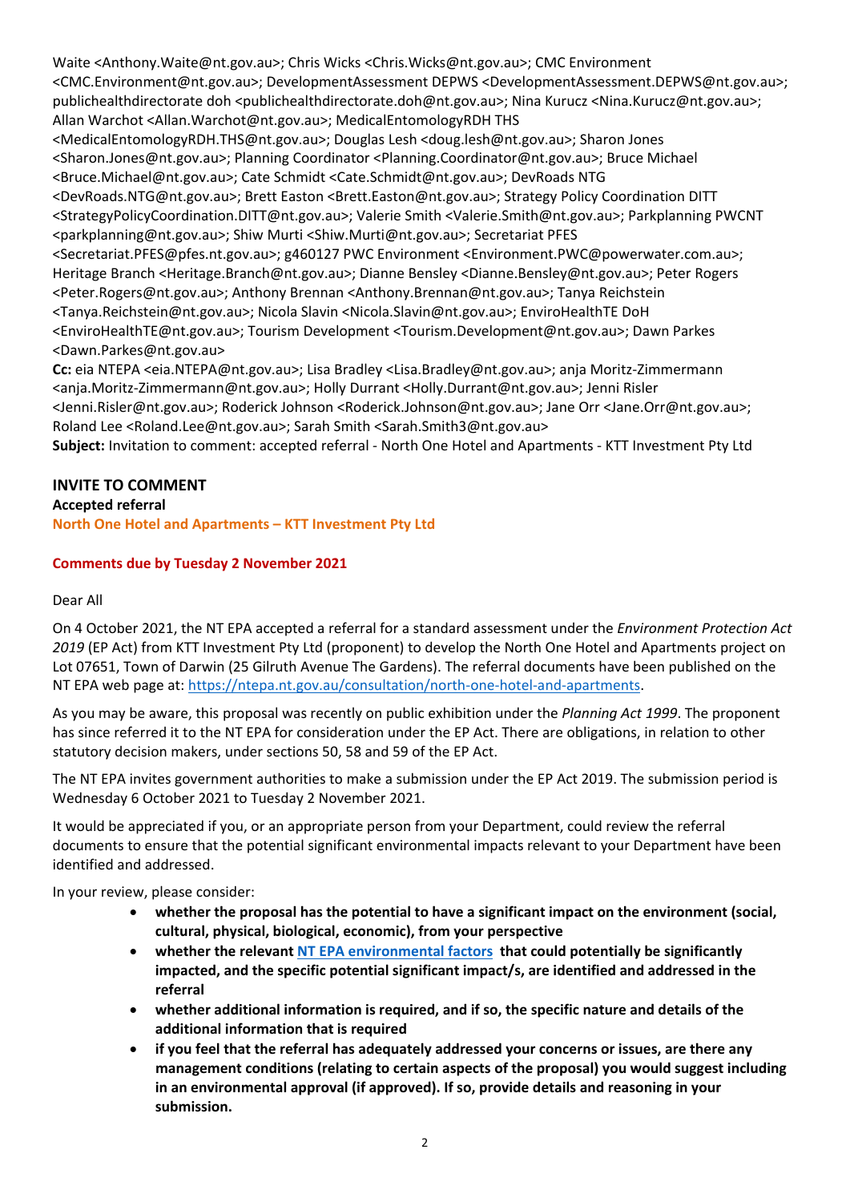Waite <Anthony.Waite@nt.gov.au>; Chris Wicks <Chris.Wicks@nt.gov.au>; CMC Environment <CMC.Environment@nt.gov.au>; DevelopmentAssessment DEPWS <DevelopmentAssessment.DEPWS@nt.gov.au>; publichealthdirectorate doh <publichealthdirectorate.doh@nt.gov.au>; Nina Kurucz <Nina.Kurucz@nt.gov.au>; Allan Warchot <Allan.Warchot@nt.gov.au>; MedicalEntomologyRDH THS <MedicalEntomologyRDH.THS@nt.gov.au>; Douglas Lesh <doug.lesh@nt.gov.au>; Sharon Jones <Sharon.Jones@nt.gov.au>; Planning Coordinator <Planning.Coordinator@nt.gov.au>; Bruce Michael <Bruce.Michael@nt.gov.au>; Cate Schmidt <Cate.Schmidt@nt.gov.au>; DevRoads NTG <DevRoads.NTG@nt.gov.au>; Brett Easton <Brett.Easton@nt.gov.au>; Strategy Policy Coordination DITT <StrategyPolicyCoordination.DITT@nt.gov.au>; Valerie Smith <Valerie.Smith@nt.gov.au>; Parkplanning PWCNT <parkplanning@nt.gov.au>; Shiw Murti <Shiw.Murti@nt.gov.au>; Secretariat PFES <Secretariat.PFES@pfes.nt.gov.au>; g460127 PWC Environment <Environment.PWC@powerwater.com.au>; Heritage Branch <Heritage.Branch@nt.gov.au>; Dianne Bensley <Dianne.Bensley@nt.gov.au>; Peter Rogers <Peter.Rogers@nt.gov.au>; Anthony Brennan <Anthony.Brennan@nt.gov.au>; Tanya Reichstein <Tanya.Reichstein@nt.gov.au>; Nicola Slavin <Nicola.Slavin@nt.gov.au>; EnviroHealthTE DoH <EnviroHealthTE@nt.gov.au>; Tourism Development <Tourism.Development@nt.gov.au>; Dawn Parkes <Dawn.Parkes@nt.gov.au>
**Cc:** eia NTEPA <eia.NTEPA@nt.gov.au>; Lisa Bradley <Lisa.Bradley@nt.gov.au>; anja Moritz-Zimmermann <anja.Moritz-Zimmermann@nt.gov.au>; Holly Durrant <Holly.Durrant@nt.gov.au>; Jenni Risler <Jenni.Risler@nt.gov.au>; Roderick Johnson <Roderick.Johnson@nt.gov.au>; Jane Orr <Jane.Orr@nt.gov.au>; Roland Lee <Roland.Lee@nt.gov.au>; Sarah Smith <Sarah.Smith3@nt.gov.au>
**Subject:** Invitation to comment: accepted referral - North One Hotel and Apartments - KTT Investment Pty Ltd

## INVITE TO COMMENT

**Accepted referral**

**North One Hotel and Apartments – KTT Investment Pty Ltd**

**Comments due by Tuesday 2 November 2021**

Dear All

On 4 October 2021, the NT EPA accepted a referral for a standard assessment under the *Environment Protection Act 2019* (EP Act) from KTT Investment Pty Ltd (proponent) to develop the North One Hotel and Apartments project on Lot 07651, Town of Darwin (25 Gilruth Avenue The Gardens). The referral documents have been published on the NT EPA web page at: https://ntepa.nt.gov.au/consultation/north-one-hotel-and-apartments.

As you may be aware, this proposal was recently on public exhibition under the *Planning Act 1999*. The proponent has since referred it to the NT EPA for consideration under the EP Act. There are obligations, in relation to other statutory decision makers, under sections 50, 58 and 59 of the EP Act.

The NT EPA invites government authorities to make a submission under the EP Act 2019. The submission period is Wednesday 6 October 2021 to Tuesday 2 November 2021.

It would be appreciated if you, or an appropriate person from your Department, could review the referral documents to ensure that the potential significant environmental impacts relevant to your Department have been identified and addressed.

In your review, please consider:

- **whether the proposal has the potential to have a significant impact on the environment (social, cultural, physical, biological, economic), from your perspective**
- **whether the relevant NT EPA environmental factors that could potentially be significantly impacted, and the specific potential significant impact/s, are identified and addressed in the referral**
- **whether additional information is required, and if so, the specific nature and details of the additional information that is required**
- **if you feel that the referral has adequately addressed your concerns or issues, are there any management conditions (relating to certain aspects of the proposal) you would suggest including in an environmental approval (if approved). If so, provide details and reasoning in your submission.**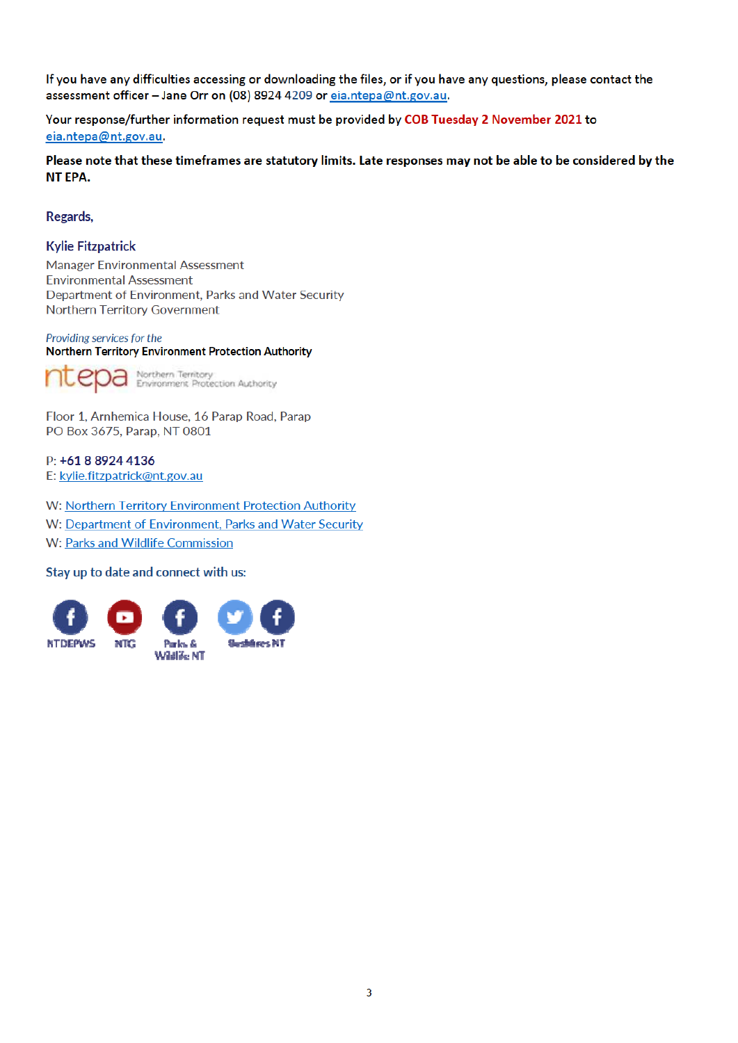If you have any difficulties accessing or downloading the files, or if you have any questions, please contact the assessment officer – Jane Orr on (08) 8924 4209 or eia.ntepa@nt.gov.au.

Your response/further information request must be provided by **COB Tuesday 2 November 2021** to eia.ntepa@nt.gov.au.

**Please note that these timeframes are statutory limits. Late responses may not be able to be considered by the NT EPA.**

Regards,

**Kylie Fitzpatrick**
Manager Environmental Assessment
Environmental Assessment
Department of Environment, Parks and Water Security
Northern Territory Government

*Providing services for the*
**Northern Territory Environment Protection Authority**

ntepa Northern Territory Environment Protection Authority

Floor 1, Arnhemica House, 16 Parap Road, Parap
PO Box 3675, Parap, NT 0801

P: +61 8 8924 4136
E: kylie.fitzpatrick@nt.gov.au

W: Northern Territory Environment Protection Authority
W: Department of Environment, Parks and Water Security
W: Parks and Wildlife Commission

Stay up to date and connect with us:

NTDEPWS NTG Parks & Wildlife NT Bushfires NT